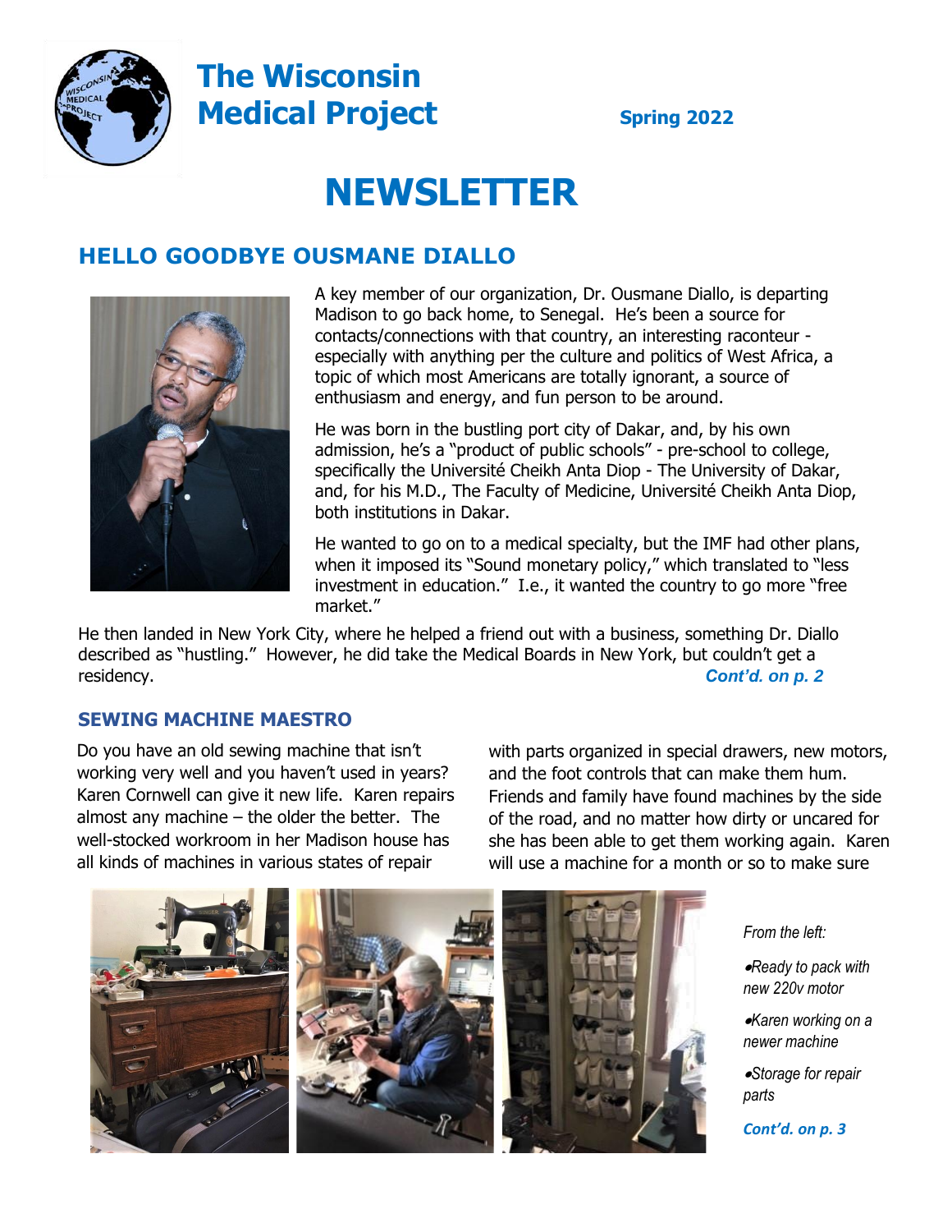# The Wisconsin Medical Project

**Spring 2022**

# NEWSLETTER

## HELLO GOODBYE OUSMANE DIALLO

A key member of our organization, Dr. Ousmane Diallo, is departing Madison to go back home, to Senegal. He's been a source for contacts/connections with that country, an interesting raconteur - especially with anything per the culture and politics of West Africa, a topic of which most Americans are totally ignorant, a source of enthusiasm and energy, and fun person to be around.

He was born in the bustling port city of Dakar, and, by his own admission, he's a "product of public schools" - pre-school to college, specifically the Université Cheikh Anta Diop - The University of Dakar, and, for his M.D., The Faculty of Medicine, Université Cheikh Anta Diop, both institutions in Dakar.

He wanted to go on to a medical specialty, but the IMF had other plans, when it imposed its "Sound monetary policy," which translated to "less investment in education." I.e., it wanted the country to go more "free market."

He then landed in New York City, where he helped a friend out with a business, something Dr. Diallo described as "hustling." However, he did take the Medical Boards in New York, but couldn't get a residency.

***Cont'd. on p. 2***

### SEWING MACHINE MAESTRO

Do you have an old sewing machine that isn't working very well and you haven't used in years? Karen Cornwell can give it new life. Karen repairs almost any machine – the older the better. The well-stocked workroom in her Madison house has all kinds of machines in various states of repair with parts organized in special drawers, new motors, and the foot controls that can make them hum. Friends and family have found machines by the side of the road, and no matter how dirty or uncared for she has been able to get them working again. Karen will use a machine for a month or so to make sure

*From the left:*

- *Ready to pack with new 220v motor*
- *Karen working on a newer machine*
- *Storage for repair parts*

***Cont'd. on p. 3***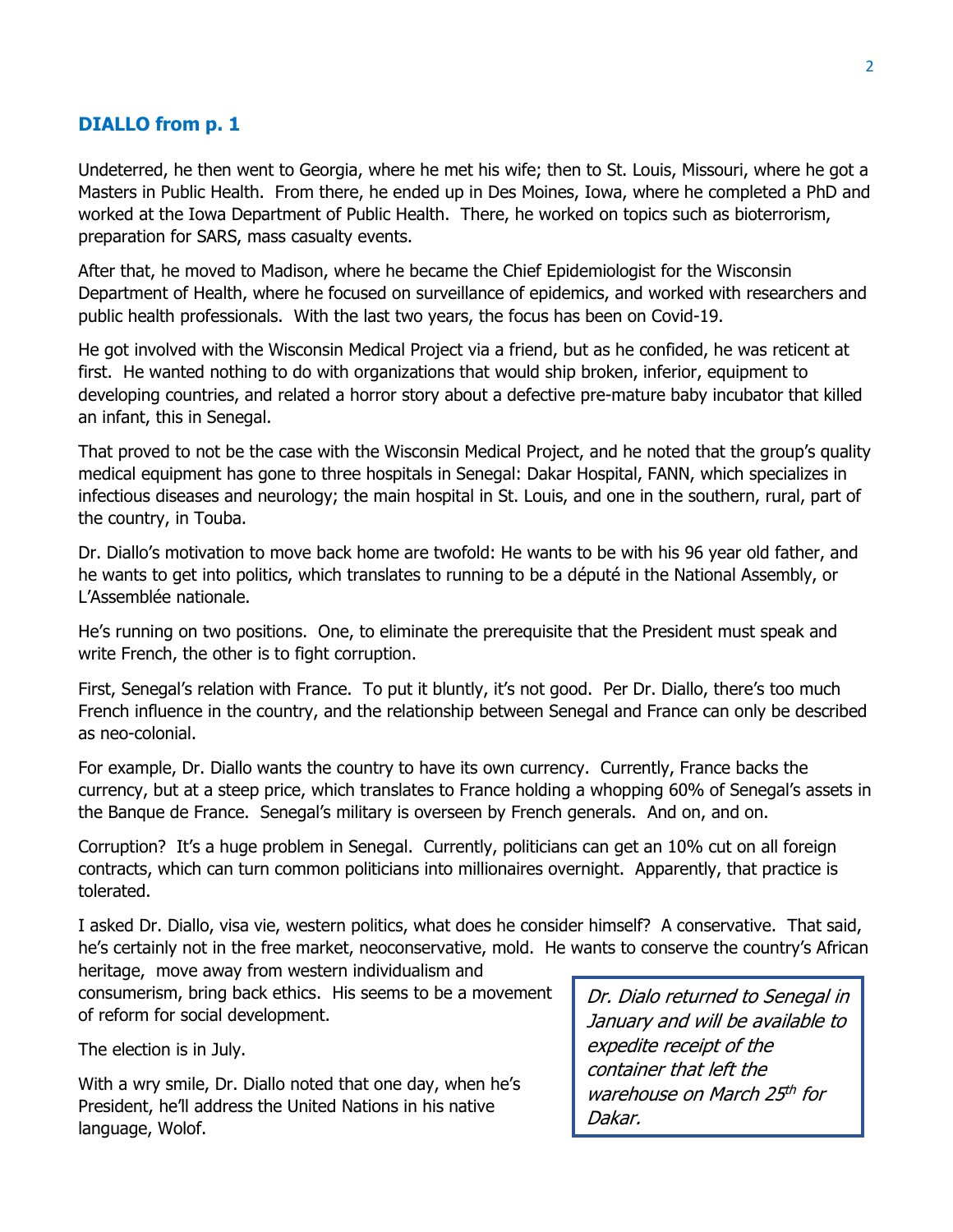## DIALLO from p. 1

Undeterred, he then went to Georgia, where he met his wife; then to St. Louis, Missouri, where he got a Masters in Public Health. From there, he ended up in Des Moines, Iowa, where he completed a PhD and worked at the Iowa Department of Public Health. There, he worked on topics such as bioterrorism, preparation for SARS, mass casualty events.

After that, he moved to Madison, where he became the Chief Epidemiologist for the Wisconsin Department of Health, where he focused on surveillance of epidemics, and worked with researchers and public health professionals. With the last two years, the focus has been on Covid-19.

He got involved with the Wisconsin Medical Project via a friend, but as he confided, he was reticent at first. He wanted nothing to do with organizations that would ship broken, inferior, equipment to developing countries, and related a horror story about a defective pre-mature baby incubator that killed an infant, this in Senegal.

That proved to not be the case with the Wisconsin Medical Project, and he noted that the group's quality medical equipment has gone to three hospitals in Senegal: Dakar Hospital, FANN, which specializes in infectious diseases and neurology; the main hospital in St. Louis, and one in the southern, rural, part of the country, in Touba.

Dr. Diallo's motivation to move back home are twofold: He wants to be with his 96 year old father, and he wants to get into politics, which translates to running to be a député in the National Assembly, or L'Assemblée nationale.

He's running on two positions. One, to eliminate the prerequisite that the President must speak and write French, the other is to fight corruption.

First, Senegal's relation with France. To put it bluntly, it's not good. Per Dr. Diallo, there's too much French influence in the country, and the relationship between Senegal and France can only be described as neo-colonial.

For example, Dr. Diallo wants the country to have its own currency. Currently, France backs the currency, but at a steep price, which translates to France holding a whopping 60% of Senegal's assets in the Banque de France. Senegal's military is overseen by French generals. And on, and on.

Corruption? It's a huge problem in Senegal. Currently, politicians can get an 10% cut on all foreign contracts, which can turn common politicians into millionaires overnight. Apparently, that practice is tolerated.

I asked Dr. Diallo, visa vie, western politics, what does he consider himself? A conservative. That said, he's certainly not in the free market, neoconservative, mold. He wants to conserve the country's African heritage, move away from western individualism and consumerism, bring back ethics. His seems to be a movement of reform for social development.

The election is in July.

With a wry smile, Dr. Diallo noted that one day, when he's President, he'll address the United Nations in his native language, Wolof.

*Dr. Dialo returned to Senegal in January and will be available to expedite receipt of the container that left the warehouse on March 25th for Dakar.*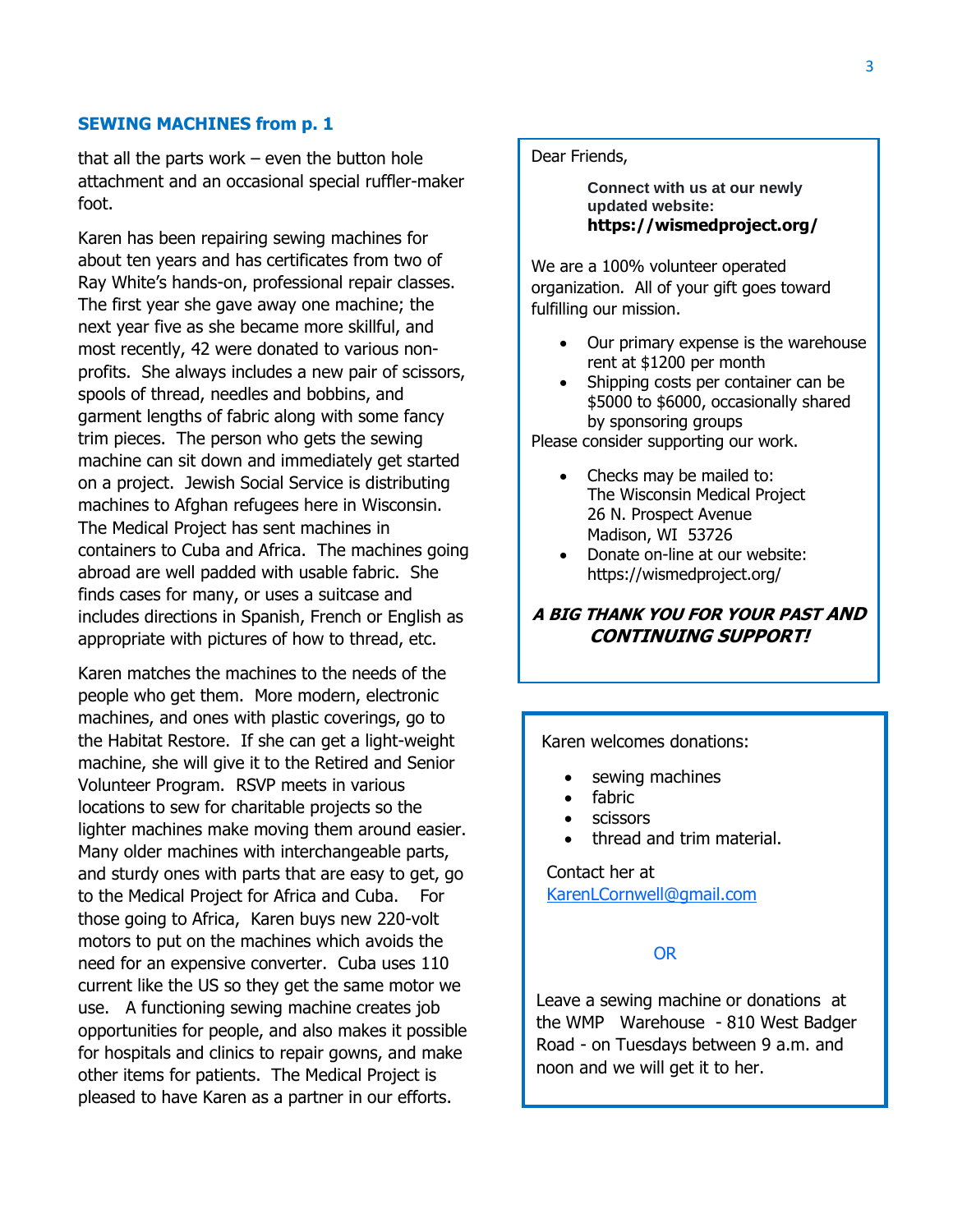## SEWING MACHINES from p. 1

that all the parts work – even the button hole attachment and an occasional special ruffler-maker foot.

Karen has been repairing sewing machines for about ten years and has certificates from two of Ray White's hands-on, professional repair classes. The first year she gave away one machine; the next year five as she became more skillful, and most recently, 42 were donated to various non-profits. She always includes a new pair of scissors, spools of thread, needles and bobbins, and garment lengths of fabric along with some fancy trim pieces. The person who gets the sewing machine can sit down and immediately get started on a project. Jewish Social Service is distributing machines to Afghan refugees here in Wisconsin. The Medical Project has sent machines in containers to Cuba and Africa. The machines going abroad are well padded with usable fabric. She finds cases for many, or uses a suitcase and includes directions in Spanish, French or English as appropriate with pictures of how to thread, etc.

Karen matches the machines to the needs of the people who get them. More modern, electronic machines, and ones with plastic coverings, go to the Habitat Restore. If she can get a light-weight machine, she will give it to the Retired and Senior Volunteer Program. RSVP meets in various locations to sew for charitable projects so the lighter machines make moving them around easier. Many older machines with interchangeable parts, and sturdy ones with parts that are easy to get, go to the Medical Project for Africa and Cuba. For those going to Africa, Karen buys new 220-volt motors to put on the machines which avoids the need for an expensive converter. Cuba uses 110 current like the US so they get the same motor we use. A functioning sewing machine creates job opportunities for people, and also makes it possible for hospitals and clinics to repair gowns, and make other items for patients. The Medical Project is pleased to have Karen as a partner in our efforts.

---

Dear Friends,

**Connect with us at our newly updated website:**
**https://wismedproject.org/**

We are a 100% volunteer operated organization. All of your gift goes toward fulfilling our mission.

- Our primary expense is the warehouse rent at $1200 per month
- Shipping costs per container can be $5000 to $6000, occasionally shared by sponsoring groups

Please consider supporting our work.

- Checks may be mailed to:
  The Wisconsin Medical Project
  26 N. Prospect Avenue
  Madison, WI 53726
- Donate on-line at our website:
  https://wismedproject.org/

***A BIG THANK YOU FOR YOUR PAST AND CONTINUING SUPPORT!***

---

Karen welcomes donations:

- sewing machines
- fabric
- scissors
- thread and trim material.

Contact her at
KarenLCornwell@gmail.com

OR

Leave a sewing machine or donations at the WMP Warehouse - 810 West Badger Road - on Tuesdays between 9 a.m. and noon and we will get it to her.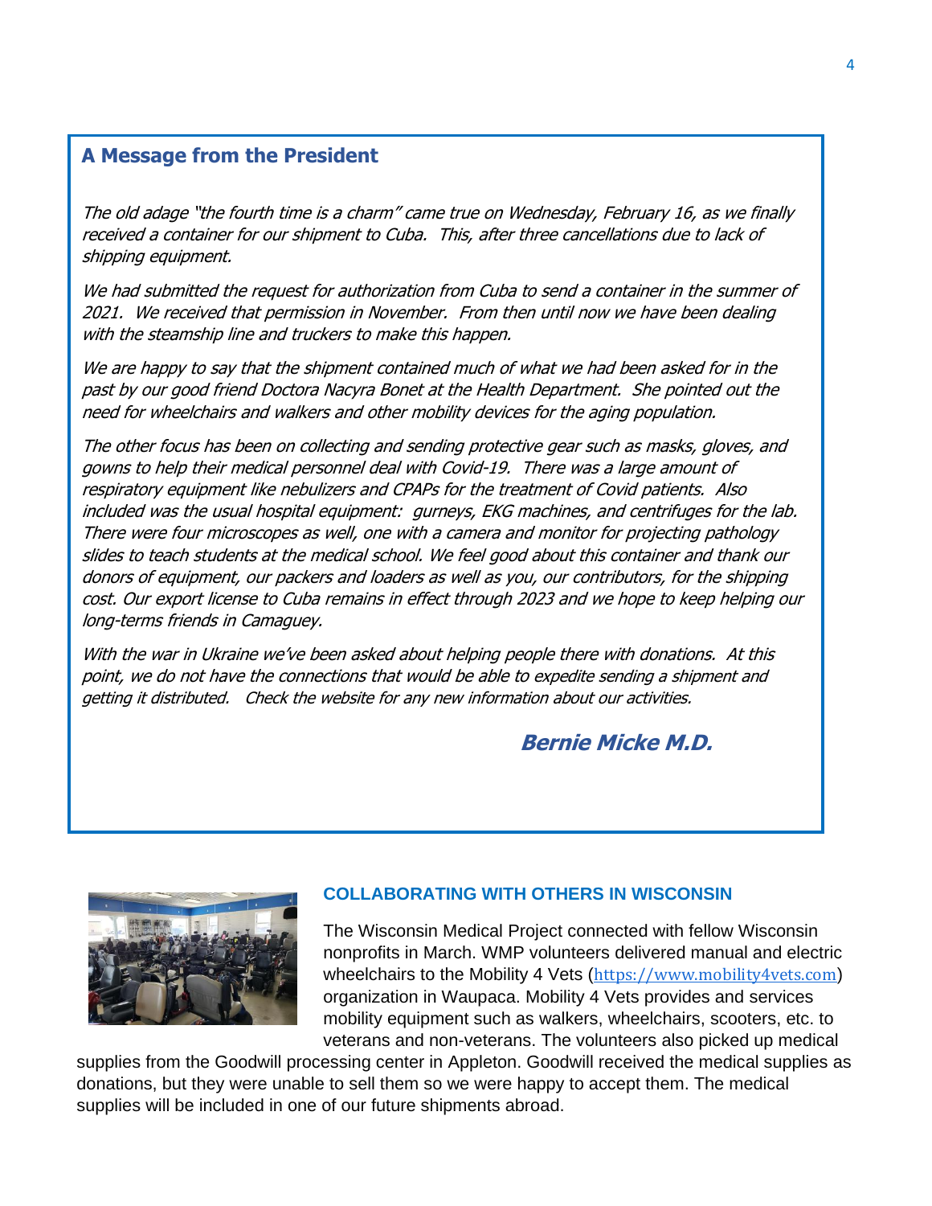## A Message from the President

*The old adage "the fourth time is a charm" came true on Wednesday, February 16, as we finally received a container for our shipment to Cuba. This, after three cancellations due to lack of shipping equipment.*

*We had submitted the request for authorization from Cuba to send a container in the summer of 2021. We received that permission in November. From then until now we have been dealing with the steamship line and truckers to make this happen.*

*We are happy to say that the shipment contained much of what we had been asked for in the past by our good friend Doctora Nacyra Bonet at the Health Department. She pointed out the need for wheelchairs and walkers and other mobility devices for the aging population.*

*The other focus has been on collecting and sending protective gear such as masks, gloves, and gowns to help their medical personnel deal with Covid-19. There was a large amount of respiratory equipment like nebulizers and CPAPs for the treatment of Covid patients. Also included was the usual hospital equipment: gurneys, EKG machines, and centrifuges for the lab. There were four microscopes as well, one with a camera and monitor for projecting pathology slides to teach students at the medical school. We feel good about this container and thank our donors of equipment, our packers and loaders as well as you, our contributors, for the shipping cost. Our export license to Cuba remains in effect through 2023 and we hope to keep helping our long-terms friends in Camaguey.*

*With the war in Ukraine we've been asked about helping people there with donations. At this point, we do not have the connections that would be able to expedite sending a shipment and getting it distributed. Check the website for any new information about our activities.*

***Bernie Micke M.D.***

### COLLABORATING WITH OTHERS IN WISCONSIN

The Wisconsin Medical Project connected with fellow Wisconsin nonprofits in March. WMP volunteers delivered manual and electric wheelchairs to the Mobility 4 Vets (https://www.mobility4vets.com) organization in Waupaca. Mobility 4 Vets provides and services mobility equipment such as walkers, wheelchairs, scooters, etc. to veterans and non-veterans. The volunteers also picked up medical supplies from the Goodwill processing center in Appleton. Goodwill received the medical supplies as donations, but they were unable to sell them so we were happy to accept them. The medical supplies will be included in one of our future shipments abroad.